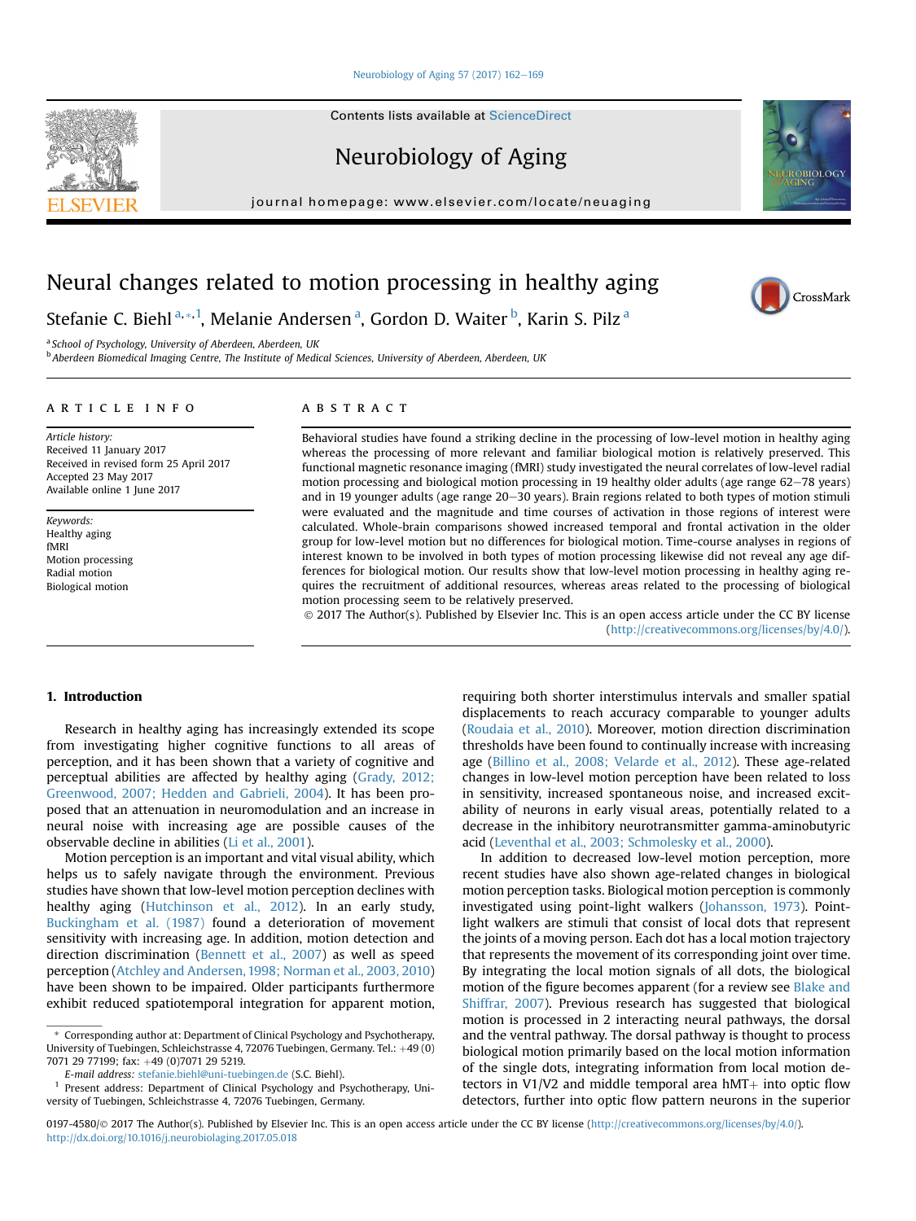# Neural changes related to motion processing in healthy aging

Stefanie C. Biehl [a,*,1], Melanie Andersen [a], Gordon D. Waiter [b], Karin S. Pilz [a]

[a] School of Psychology, University of Aberdeen, Aberdeen, UK

[b] Aberdeen Biomedical Imaging Centre, The Institute of Medical Sciences, University of Aberdeen, Aberdeen, UK

## ARTICLE INFO

*Article history:*
Received 11 January 2017
Received in revised form 25 April 2017
Accepted 23 May 2017
Available online 1 June 2017

*Keywords:*
Healthy aging
fMRI
Motion processing
Radial motion
Biological motion

## ABSTRACT

Behavioral studies have found a striking decline in the processing of low-level motion in healthy aging whereas the processing of more relevant and familiar biological motion is relatively preserved. This functional magnetic resonance imaging (fMRI) study investigated the neural correlates of low-level radial motion processing and biological motion processing in 19 healthy older adults (age range 62–78 years) and in 19 younger adults (age range 20–30 years). Brain regions related to both types of motion stimuli were evaluated and the magnitude and time courses of activation in those regions of interest were calculated. Whole-brain comparisons showed increased temporal and frontal activation in the older group for low-level motion but no differences for biological motion. Time-course analyses in regions of interest known to be involved in both types of motion processing likewise did not reveal any age differences for biological motion. Our results show that low-level motion processing in healthy aging requires the recruitment of additional resources, whereas areas related to the processing of biological motion processing seem to be relatively preserved.

© 2017 The Author(s). Published by Elsevier Inc. This is an open access article under the CC BY license (http://creativecommons.org/licenses/by/4.0/).

## 1. Introduction

Research in healthy aging has increasingly extended its scope from investigating higher cognitive functions to all areas of perception, and it has been shown that a variety of cognitive and perceptual abilities are affected by healthy aging (Grady, 2012; Greenwood, 2007; Hedden and Gabrieli, 2004). It has been proposed that an attenuation in neuromodulation and an increase in neural noise with increasing age are possible causes of the observable decline in abilities (Li et al., 2001).

Motion perception is an important and vital visual ability, which helps us to safely navigate through the environment. Previous studies have shown that low-level motion perception declines with healthy aging (Hutchinson et al., 2012). In an early study, Buckingham et al. (1987) found a deterioration of movement sensitivity with increasing age. In addition, motion detection and direction discrimination (Bennett et al., 2007) as well as speed perception (Atchley and Andersen, 1998; Norman et al., 2003, 2010) have been shown to be impaired. Older participants furthermore exhibit reduced spatiotemporal integration for apparent motion, requiring both shorter interstimulus intervals and smaller spatial displacements to reach accuracy comparable to younger adults (Roudaia et al., 2010). Moreover, motion direction discrimination thresholds have been found to continually increase with increasing age (Billino et al., 2008; Velarde et al., 2012). These age-related changes in low-level motion perception have been related to loss in sensitivity, increased spontaneous noise, and increased excitability of neurons in early visual areas, potentially related to a decrease in the inhibitory neurotransmitter gamma-aminobutyric acid (Leventhal et al., 2003; Schmolesky et al., 2000).

In addition to decreased low-level motion perception, more recent studies have also shown age-related changes in biological motion perception tasks. Biological motion perception is commonly investigated using point-light walkers (Johansson, 1973). Point-light walkers are stimuli that consist of local dots that represent the joints of a moving person. Each dot has a local motion trajectory that represents the movement of its corresponding joint over time. By integrating the local motion signals of all dots, the biological motion of the figure becomes apparent (for a review see Blake and Shiffrar, 2007). Previous research has suggested that biological motion is processed in 2 interacting neural pathways, the dorsal and the ventral pathway. The dorsal pathway is thought to process biological motion primarily based on the local motion information of the single dots, integrating information from local motion detectors in V1/V2 and middle temporal area hMT+ into optic flow detectors, further into optic flow pattern neurons in the superior

\* Corresponding author at: Department of Clinical Psychology and Psychotherapy, University of Tuebingen, Schleichstrasse 4, 72076 Tuebingen, Germany. Tel.: +49 (0) 7071 29 77199; fax: +49 (0)7071 29 5219.

*E-mail address:* stefanie.biehl@uni-tuebingen.de (S.C. Biehl).

[1] Present address: Department of Clinical Psychology and Psychotherapy, University of Tuebingen, Schleichstrasse 4, 72076 Tuebingen, Germany.

0197-4580/© 2017 The Author(s). Published by Elsevier Inc. This is an open access article under the CC BY license (http://creativecommons.org/licenses/by/4.0/).
http://dx.doi.org/10.1016/j.neurobiolaging.2017.05.018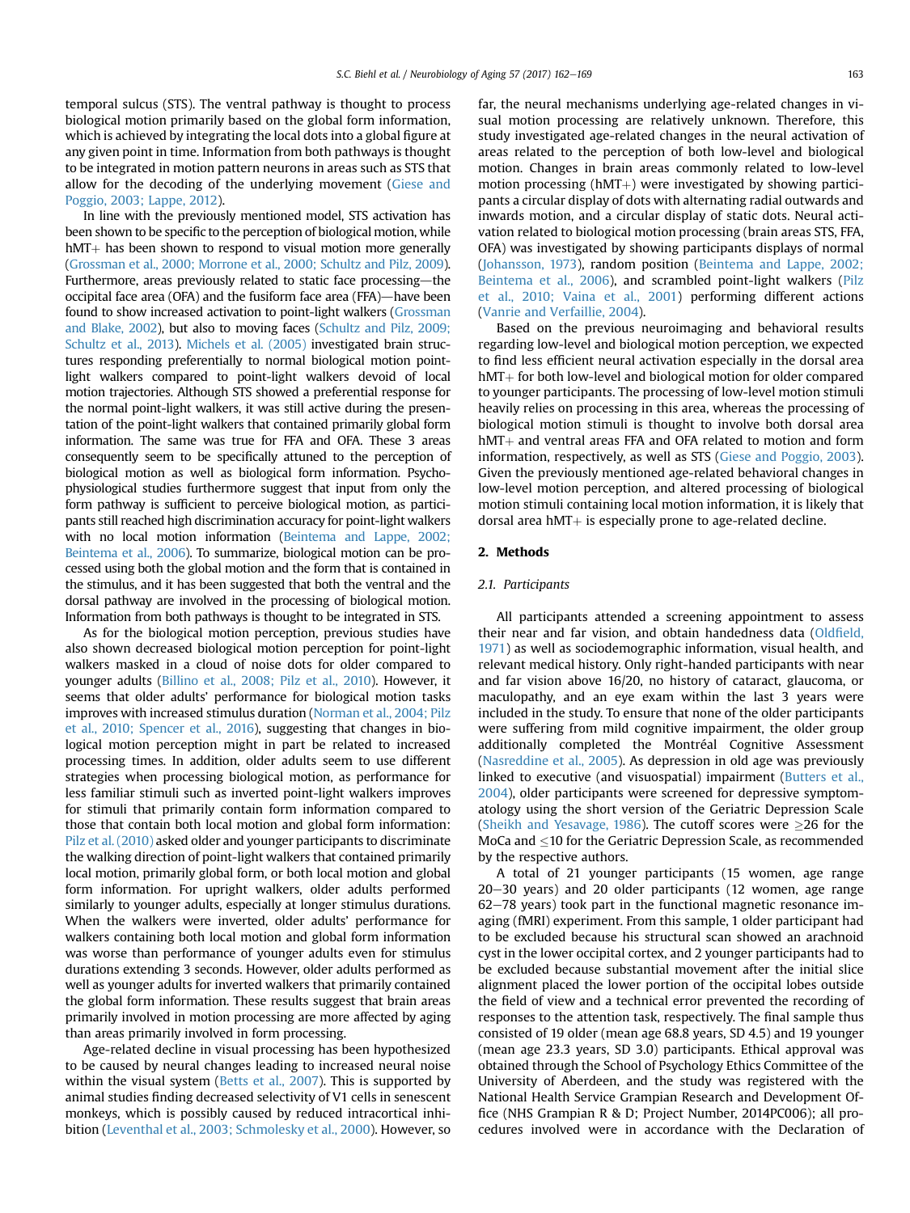temporal sulcus (STS). The ventral pathway is thought to process biological motion primarily based on the global form information, which is achieved by integrating the local dots into a global figure at any given point in time. Information from both pathways is thought to be integrated in motion pattern neurons in areas such as STS that allow for the decoding of the underlying movement (Giese and Poggio, 2003; Lappe, 2012).

In line with the previously mentioned model, STS activation has been shown to be specific to the perception of biological motion, while hMT+ has been shown to respond to visual motion more generally (Grossman et al., 2000; Morrone et al., 2000; Schultz and Pilz, 2009). Furthermore, areas previously related to static face processing—the occipital face area (OFA) and the fusiform face area (FFA)—have been found to show increased activation to point-light walkers (Grossman and Blake, 2002), but also to moving faces (Schultz and Pilz, 2009; Schultz et al., 2013). Michels et al. (2005) investigated brain structures responding preferentially to normal biological motion point-light walkers compared to point-light walkers devoid of local motion trajectories. Although STS showed a preferential response for the normal point-light walkers, it was still active during the presentation of the point-light walkers that contained primarily global form information. The same was true for FFA and OFA. These 3 areas consequently seem to be specifically attuned to the perception of biological motion as well as biological form information. Psychophysiological studies furthermore suggest that input from only the form pathway is sufficient to perceive biological motion, as participants still reached high discrimination accuracy for point-light walkers with no local motion information (Beintema and Lappe, 2002; Beintema et al., 2006). To summarize, biological motion can be processed using both the global motion and the form that is contained in the stimulus, and it has been suggested that both the ventral and the dorsal pathway are involved in the processing of biological motion. Information from both pathways is thought to be integrated in STS.

As for the biological motion perception, previous studies have also shown decreased biological motion perception for point-light walkers masked in a cloud of noise dots for older compared to younger adults (Billino et al., 2008; Pilz et al., 2010). However, it seems that older adults' performance for biological motion tasks improves with increased stimulus duration (Norman et al., 2004; Pilz et al., 2010; Spencer et al., 2016), suggesting that changes in biological motion perception might in part be related to increased processing times. In addition, older adults seem to use different strategies when processing biological motion, as performance for less familiar stimuli such as inverted point-light walkers improves for stimuli that primarily contain form information compared to those that contain both local motion and global form information: Pilz et al. (2010) asked older and younger participants to discriminate the walking direction of point-light walkers that contained primarily local motion, primarily global form, or both local motion and global form information. For upright walkers, older adults performed similarly to younger adults, especially at longer stimulus durations. When the walkers were inverted, older adults' performance for walkers containing both local motion and global form information was worse than performance of younger adults even for stimulus durations extending 3 seconds. However, older adults performed as well as younger adults for inverted walkers that primarily contained the global form information. These results suggest that brain areas primarily involved in motion processing are more affected by aging than areas primarily involved in form processing.

Age-related decline in visual processing has been hypothesized to be caused by neural changes leading to increased neural noise within the visual system (Betts et al., 2007). This is supported by animal studies finding decreased selectivity of V1 cells in senescent monkeys, which is possibly caused by reduced intracortical inhibition (Leventhal et al., 2003; Schmolesky et al., 2000). However, so far, the neural mechanisms underlying age-related changes in visual motion processing are relatively unknown. Therefore, this study investigated age-related changes in the neural activation of areas related to the perception of both low-level and biological motion. Changes in brain areas commonly related to low-level motion processing (hMT+) were investigated by showing participants a circular display of dots with alternating radial outwards and inwards motion, and a circular display of static dots. Neural activation related to biological motion processing (brain areas STS, FFA, OFA) was investigated by showing participants displays of normal (Johansson, 1973), random position (Beintema and Lappe, 2002; Beintema et al., 2006), and scrambled point-light walkers (Pilz et al., 2010; Vaina et al., 2001) performing different actions (Vanrie and Verfaillie, 2004).

Based on the previous neuroimaging and behavioral results regarding low-level and biological motion perception, we expected to find less efficient neural activation especially in the dorsal area hMT+ for both low-level and biological motion for older compared to younger participants. The processing of low-level motion stimuli heavily relies on processing in this area, whereas the processing of biological motion stimuli is thought to involve both dorsal area hMT+ and ventral areas FFA and OFA related to motion and form information, respectively, as well as STS (Giese and Poggio, 2003). Given the previously mentioned age-related behavioral changes in low-level motion perception, and altered processing of biological motion stimuli containing local motion information, it is likely that dorsal area hMT+ is especially prone to age-related decline.

## 2. Methods

### 2.1. Participants

All participants attended a screening appointment to assess their near and far vision, and obtain handedness data (Oldfield, 1971) as well as sociodemographic information, visual health, and relevant medical history. Only right-handed participants with near and far vision above 16/20, no history of cataract, glaucoma, or maculopathy, and an eye exam within the last 3 years were included in the study. To ensure that none of the older participants were suffering from mild cognitive impairment, the older group additionally completed the Montréal Cognitive Assessment (Nasreddine et al., 2005). As depression in old age was previously linked to executive (and visuospatial) impairment (Butters et al., 2004), older participants were screened for depressive symptomatology using the short version of the Geriatric Depression Scale (Sheikh and Yesavage, 1986). The cutoff scores were $\geq$26 for the MoCa and $\leq$10 for the Geriatric Depression Scale, as recommended by the respective authors.

A total of 21 younger participants (15 women, age range 20–30 years) and 20 older participants (12 women, age range 62–78 years) took part in the functional magnetic resonance imaging (fMRI) experiment. From this sample, 1 older participant had to be excluded because his structural scan showed an arachnoid cyst in the lower occipital cortex, and 2 younger participants had to be excluded because substantial movement after the initial slice alignment placed the lower portion of the occipital lobes outside the field of view and a technical error prevented the recording of responses to the attention task, respectively. The final sample thus consisted of 19 older (mean age 68.8 years, SD 4.5) and 19 younger (mean age 23.3 years, SD 3.0) participants. Ethical approval was obtained through the School of Psychology Ethics Committee of the University of Aberdeen, and the study was registered with the National Health Service Grampian Research and Development Office (NHS Grampian R & D; Project Number, 2014PC006); all procedures involved were in accordance with the Declaration of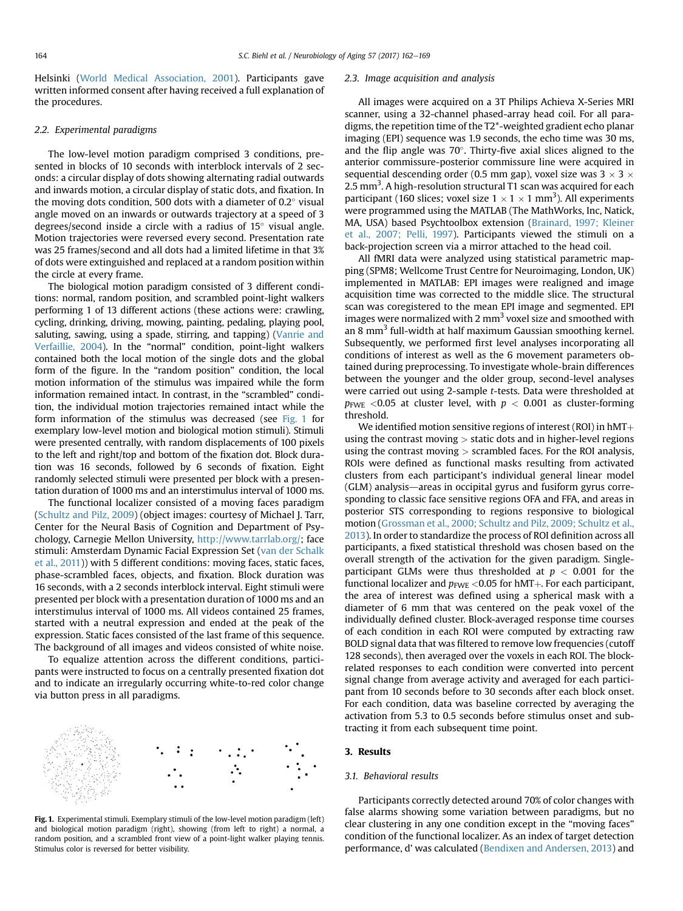Helsinki (World Medical Association, 2001). Participants gave written informed consent after having received a full explanation of the procedures.

### 2.2. Experimental paradigms

The low-level motion paradigm comprised 3 conditions, presented in blocks of 10 seconds with interblock intervals of 2 seconds: a circular display of dots showing alternating radial outwards and inwards motion, a circular display of static dots, and fixation. In the moving dots condition, 500 dots with a diameter of 0.2° visual angle moved on an inwards or outwards trajectory at a speed of 3 degrees/second inside a circle with a radius of 15° visual angle. Motion trajectories were reversed every second. Presentation rate was 25 frames/second and all dots had a limited lifetime in that 3% of dots were extinguished and replaced at a random position within the circle at every frame.

The biological motion paradigm consisted of 3 different conditions: normal, random position, and scrambled point-light walkers performing 1 of 13 different actions (these actions were: crawling, cycling, drinking, driving, mowing, painting, pedaling, playing pool, saluting, sawing, using a spade, stirring, and tapping) (Vanrie and Verfaillie, 2004). In the "normal" condition, point-light walkers contained both the local motion of the single dots and the global form of the figure. In the "random position" condition, the local motion information of the stimulus was impaired while the form information remained intact. In contrast, in the "scrambled" condition, the individual motion trajectories remained intact while the form information of the stimulus was decreased (see Fig. 1 for exemplary low-level motion and biological motion stimuli). Stimuli were presented centrally, with random displacements of 100 pixels to the left and right/top and bottom of the fixation dot. Block duration was 16 seconds, followed by 6 seconds of fixation. Eight randomly selected stimuli were presented per block with a presentation duration of 1000 ms and an interstimulus interval of 1000 ms.

The functional localizer consisted of a moving faces paradigm (Schultz and Pilz, 2009) (object images: courtesy of Michael J. Tarr, Center for the Neural Basis of Cognition and Department of Psychology, Carnegie Mellon University, http://www.tarrlab.org/; face stimuli: Amsterdam Dynamic Facial Expression Set (van der Schalk et al., 2011)) with 5 different conditions: moving faces, static faces, phase-scrambled faces, objects, and fixation. Block duration was 16 seconds, with a 2 seconds interblock interval. Eight stimuli were presented per block with a presentation duration of 1000 ms and an interstimulus interval of 1000 ms. All videos contained 25 frames, started with a neutral expression and ended at the peak of the expression. Static faces consisted of the last frame of this sequence. The background of all images and videos consisted of white noise.

To equalize attention across the different conditions, participants were instructed to focus on a centrally presented fixation dot and to indicate an irregularly occurring white-to-red color change via button press in all paradigms.

**Fig. 1.** Experimental stimuli. Exemplary stimuli of the low-level motion paradigm (left) and biological motion paradigm (right), showing (from left to right) a normal, a random position, and a scrambled front view of a point-light walker playing tennis. Stimulus color is reversed for better visibility.

### 2.3. Image acquisition and analysis

All images were acquired on a 3T Philips Achieva X-Series MRI scanner, using a 32-channel phased-array head coil. For all paradigms, the repetition time of the T2*-weighted gradient echo planar imaging (EPI) sequence was 1.9 seconds, the echo time was 30 ms, and the flip angle was 70°. Thirty-five axial slices aligned to the anterior commissure-posterior commissure line were acquired in sequential descending order (0.5 mm gap), voxel size was $3 \times 3 \times 2.5$ mm$^3$. A high-resolution structural T1 scan was acquired for each participant (160 slices; voxel size $1 \times 1 \times 1$ mm$^3$). All experiments were programmed using the MATLAB (The MathWorks, Inc, Natick, MA, USA) based Psychtoolbox extension (Brainard, 1997; Kleiner et al., 2007; Pelli, 1997). Participants viewed the stimuli on a back-projection screen via a mirror attached to the head coil.

All fMRI data were analyzed using statistical parametric mapping (SPM8; Wellcome Trust Centre for Neuroimaging, London, UK) implemented in MATLAB: EPI images were realigned and image acquisition time was corrected to the middle slice. The structural scan was coregistered to the mean EPI image and segmented. EPI images were normalized with 2 mm$^3$ voxel size and smoothed with an 8 mm$^3$ full-width at half maximum Gaussian smoothing kernel. Subsequently, we performed first level analyses incorporating all conditions of interest as well as the 6 movement parameters obtained during preprocessing. To investigate whole-brain differences between the younger and the older group, second-level analyses were carried out using 2-sample *t*-tests. Data were thresholded at $p_{FWE} < 0.05$ at cluster level, with $p < 0.001$ as cluster-forming threshold.

We identified motion sensitive regions of interest (ROI) in hMT+ using the contrast moving > static dots and in higher-level regions using the contrast moving > scrambled faces. For the ROI analysis, ROIs were defined as functional masks resulting from activated clusters from each participant's individual general linear model (GLM) analysis—areas in occipital gyrus and fusiform gyrus corresponding to classic face sensitive regions OFA and FFA, and areas in posterior STS corresponding to regions responsive to biological motion (Grossman et al., 2000; Schultz and Pilz, 2009; Schultz et al., 2013). In order to standardize the process of ROI definition across all participants, a fixed statistical threshold was chosen based on the overall strength of the activation for the given paradigm. Single-participant GLMs were thus thresholded at $p < 0.001$ for the functional localizer and $p_{FWE} < 0.05$ for hMT+. For each participant, the area of interest was defined using a spherical mask with a diameter of 6 mm that was centered on the peak voxel of the individually defined cluster. Block-averaged response time courses of each condition in each ROI were computed by extracting raw BOLD signal data that was filtered to remove low frequencies (cutoff 128 seconds), then averaged over the voxels in each ROI. The block-related responses to each condition were converted into percent signal change from average activity and averaged for each participant from 10 seconds before to 30 seconds after each block onset. For each condition, data was baseline corrected by averaging the activation from 5.3 to 0.5 seconds before stimulus onset and subtracting it from each subsequent time point.

## 3. Results

### 3.1. Behavioral results

Participants correctly detected around 70% of color changes with false alarms showing some variation between paradigms, but no clear clustering in any one condition except in the "moving faces" condition of the functional localizer. As an index of target detection performance, d' was calculated (Bendixen and Andersen, 2013) and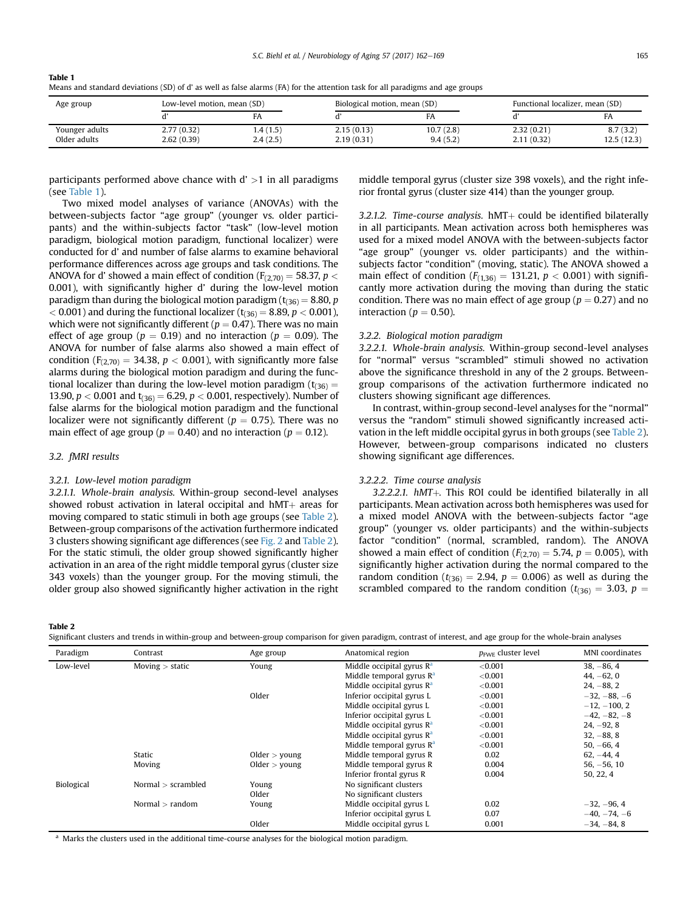**Table 1**
Means and standard deviations (SD) of d' as well as false alarms (FA) for the attention task for all paradigms and age groups

| Age group | Low-level motion, mean (SD) | | Biological motion, mean (SD) | | Functional localizer, mean (SD) | |
|---|---|---|---|---|---|---|
| | d' | FA | d' | FA | d' | FA |
| Younger adults | 2.77 (0.32) | 1.4 (1.5) | 2.15 (0.13) | 10.7 (2.8) | 2.32 (0.21) | 8.7 (3.2) |
| Older adults | 2.62 (0.39) | 2.4 (2.5) | 2.19 (0.31) | 9.4 (5.2) | 2.11 (0.32) | 12.5 (12.3) |

participants performed above chance with d' >1 in all paradigms (see Table 1).

Two mixed model analyses of variance (ANOVAs) with the between-subjects factor "age group" (younger vs. older participants) and the within-subjects factor "task" (low-level motion paradigm, biological motion paradigm, functional localizer) were conducted for d' and number of false alarms to examine behavioral performance differences across age groups and task conditions. The ANOVA for d' showed a main effect of condition ($F_{(2,70)} = 58.37$, $p < 0.001$), with significantly higher d' during the low-level motion paradigm than during the biological motion paradigm ($t_{(36)} = 8.80$, $p < 0.001$) and during the functional localizer ($t_{(36)} = 8.89$, $p < 0.001$), which were not significantly different ($p = 0.47$). There was no main effect of age group ($p = 0.19$) and no interaction ($p = 0.09$). The ANOVA for number of false alarms also showed a main effect of condition ($F_{(2,70)} = 34.38$, $p < 0.001$), with significantly more false alarms during the biological motion paradigm and during the functional localizer than during the low-level motion paradigm ($t_{(36)} = 13.90$, $p < 0.001$ and $t_{(36)} = 6.29$, $p < 0.001$, respectively). Number of false alarms for the biological motion paradigm and the functional localizer were not significantly different ($p = 0.75$). There was no main effect of age group ($p = 0.40$) and no interaction ($p = 0.12$).

### 3.2. fMRI results

#### 3.2.1. Low-level motion paradigm

*3.2.1.1. Whole-brain analysis.* Within-group second-level analyses showed robust activation in lateral occipital and hMT+ areas for moving compared to static stimuli in both age groups (see Table 2). Between-group comparisons of the activation furthermore indicated 3 clusters showing significant age differences (see Fig. 2 and Table 2). For the static stimuli, the older group showed significantly higher activation in an area of the right middle temporal gyrus (cluster size 343 voxels) than the younger group. For the moving stimuli, the older group also showed significantly higher activation in the right middle temporal gyrus (cluster size 398 voxels), and the right inferior frontal gyrus (cluster size 414) than the younger group.

*3.2.1.2. Time-course analysis.* hMT+ could be identified bilaterally in all participants. Mean activation across both hemispheres was used for a mixed model ANOVA with the between-subjects factor "age group" (younger vs. older participants) and the within-subjects factor "condition" (moving, static). The ANOVA showed a main effect of condition ($F_{(1,36)} = 131.21$, $p < 0.001$) with significantly more activation during the moving than during the static condition. There was no main effect of age group ($p = 0.27$) and no interaction ($p = 0.50$).

#### 3.2.2. Biological motion paradigm

*3.2.2.1. Whole-brain analysis.* Within-group second-level analyses for "normal" versus "scrambled" stimuli showed no activation above the significance threshold in any of the 2 groups. Between-group comparisons of the activation furthermore indicated no clusters showing significant age differences.

In contrast, within-group second-level analyses for the "normal" versus the "random" stimuli showed significantly increased activation in the left middle occipital gyrus in both groups (see Table 2). However, between-group comparisons indicated no clusters showing significant age differences.

#### 3.2.2.2. Time course analysis

*3.2.2.2.1. hMT+.* This ROI could be identified bilaterally in all participants. Mean activation across both hemispheres was used for a mixed model ANOVA with the between-subjects factor "age group" (younger vs. older participants) and the within-subjects factor "condition" (normal, scrambled, random). The ANOVA showed a main effect of condition ($F_{(2,70)} = 5.74$, $p = 0.005$), with significantly higher activation during the normal compared to the random condition ($t_{(36)} = 2.94$, $p = 0.006$) as well as during the scrambled compared to the random condition ($t_{(36)} = 3.03$, $p =$

**Table 2**
Significant clusters and trends in within-group and between-group comparison for given paradigm, contrast of interest, and age group for the whole-brain analyses

| Paradigm | Contrast | Age group | Anatomical region | $p_{FWE}$ cluster level | MNI coordinates |
|---|---|---|---|---|---|
| Low-level | Moving > static | Young | Middle occipital gyrus R[a] | <0.001 | 38, −86, 4 |
| | | | Middle temporal gyrus R[a] | <0.001 | 44, −62, 0 |
| | | | Middle occipital gyrus R[a] | <0.001 | 24, −88, 2 |
| | | Older | Inferior occipital gyrus L | <0.001 | −32, −88, −6 |
| | | | Middle occipital gyrus L | <0.001 | −12, −100, 2 |
| | | | Inferior occipital gyrus L | <0.001 | −42, −82, −8 |
| | | | Middle occipital gyrus R[a] | <0.001 | 24, −92, 8 |
| | | | Middle occipital gyrus R[a] | <0.001 | 32, −88, 8 |
| | | | Middle temporal gyrus R[a] | <0.001 | 50, −66, 4 |
| | Static | Older > young | Middle temporal gyrus R | 0.02 | 62, −44, 4 |
| | Moving | Older > young | Middle temporal gyrus R | 0.004 | 56, −56, 10 |
| | | | Inferior frontal gyrus R | 0.004 | 50, 22, 4 |
| Biological | Normal > scrambled | Young | No significant clusters | | |
| | | Older | No significant clusters | | |
| | Normal > random | Young | Middle occipital gyrus L | 0.02 | −32, −96, 4 |
| | | | Inferior occipital gyrus L | 0.07 | −40, −74, −6 |
| | | Older | Middle occipital gyrus L | 0.001 | −34, −84, 8 |

[a] Marks the clusters used in the additional time-course analyses for the biological motion paradigm.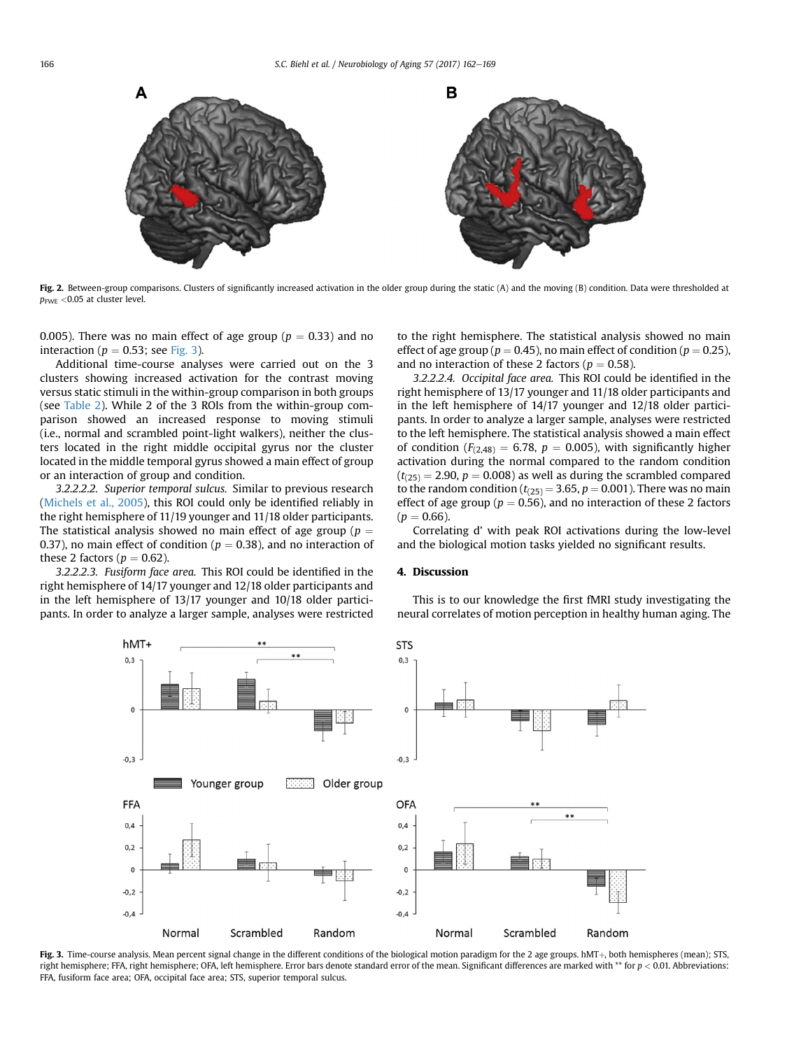Fig. 2. Between-group comparisons. Clusters of significantly increased activation in the older group during the static (A) and the moving (B) condition. Data were thresholded at $p_{FWE} < 0.05$ at cluster level.

0.005). There was no main effect of age group ($p = 0.33$) and no interaction ($p = 0.53$; see Fig. 3).

Additional time-course analyses were carried out on the 3 clusters showing increased activation for the contrast moving versus static stimuli in the within-group comparison in both groups (see Table 2). While 2 of the 3 ROIs from the within-group comparison showed an increased response to moving stimuli (i.e., normal and scrambled point-light walkers), neither the clusters located in the right middle occipital gyrus nor the cluster located in the middle temporal gyrus showed a main effect of group or an interaction of group and condition.

*3.2.2.2.2. Superior temporal sulcus.* Similar to previous research (Michels et al., 2005), this ROI could only be identified reliably in the right hemisphere of 11/19 younger and 11/18 older participants. The statistical analysis showed no main effect of age group ($p = 0.37$), no main effect of condition ($p = 0.38$), and no interaction of these 2 factors ($p = 0.62$).

*3.2.2.2.3. Fusiform face area.* This ROI could be identified in the right hemisphere of 14/17 younger and 12/18 older participants and in the left hemisphere of 13/17 younger and 10/18 older participants. In order to analyze a larger sample, analyses were restricted to the right hemisphere. The statistical analysis showed no main effect of age group ($p = 0.45$), no main effect of condition ($p = 0.25$), and no interaction of these 2 factors ($p = 0.58$).

*3.2.2.2.4. Occipital face area.* This ROI could be identified in the right hemisphere of 13/17 younger and 11/18 older participants and in the left hemisphere of 14/17 younger and 12/18 older participants. In order to analyze a larger sample, analyses were restricted to the left hemisphere. The statistical analysis showed a main effect of condition ($F_{(2,48)} = 6.78$, $p = 0.005$), with significantly higher activation during the normal compared to the random condition ($t_{(25)} = 2.90$, $p = 0.008$) as well as during the scrambled compared to the random condition ($t_{(25)} = 3.65$, $p = 0.001$). There was no main effect of age group ($p = 0.56$), and no interaction of these 2 factors ($p = 0.66$).

Correlating d' with peak ROI activations during the low-level and the biological motion tasks yielded no significant results.

## 4. Discussion

This is to our knowledge the first fMRI study investigating the neural correlates of motion perception in healthy human aging. The

Fig. 3. Time-course analysis. Mean percent signal change in the different conditions of the biological motion paradigm for the 2 age groups. hMT+, both hemispheres (mean); STS, right hemisphere; FFA, right hemisphere; OFA, left hemisphere. Error bars denote standard error of the mean. Significant differences are marked with ** for $p < 0.01$. Abbreviations: FFA, fusiform face area; OFA, occipital face area; STS, superior temporal sulcus.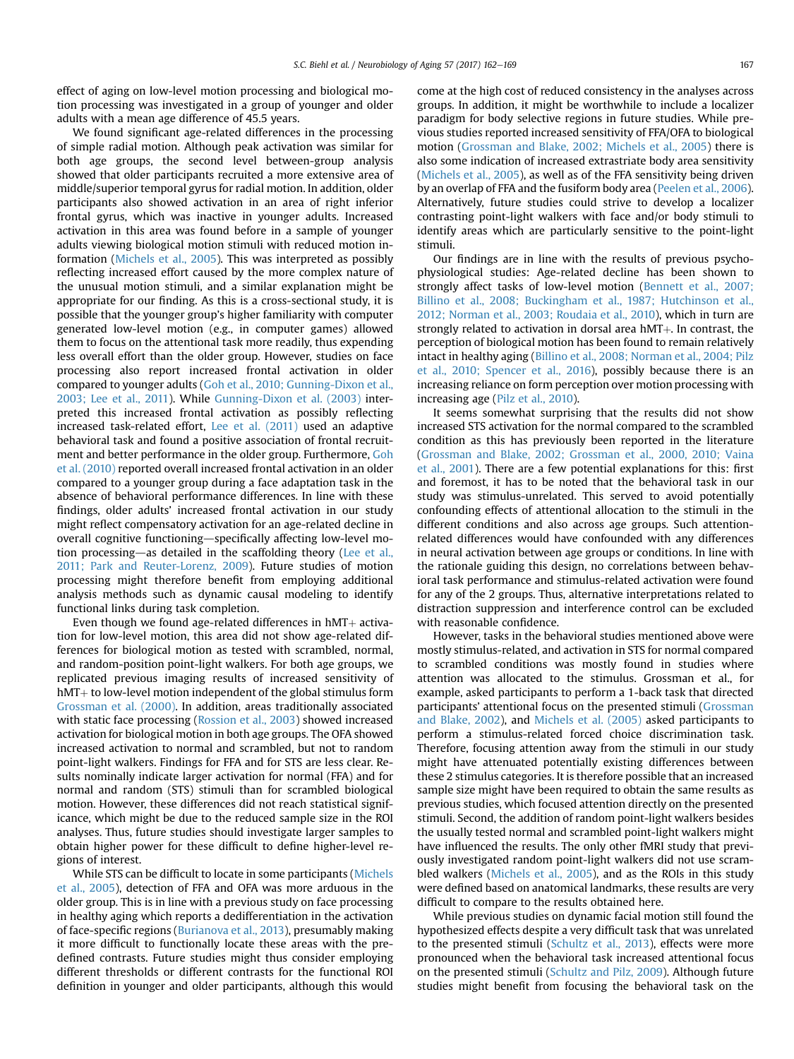effect of aging on low-level motion processing and biological motion processing was investigated in a group of younger and older adults with a mean age difference of 45.5 years.

We found significant age-related differences in the processing of simple radial motion. Although peak activation was similar for both age groups, the second level between-group analysis showed that older participants recruited a more extensive area of middle/superior temporal gyrus for radial motion. In addition, older participants also showed activation in an area of right inferior frontal gyrus, which was inactive in younger adults. Increased activation in this area was found before in a sample of younger adults viewing biological motion stimuli with reduced motion information (Michels et al., 2005). This was interpreted as possibly reflecting increased effort caused by the more complex nature of the unusual motion stimuli, and a similar explanation might be appropriate for our finding. As this is a cross-sectional study, it is possible that the younger group's higher familiarity with computer generated low-level motion (e.g., in computer games) allowed them to focus on the attentional task more readily, thus expending less overall effort than the older group. However, studies on face processing also report increased frontal activation in older compared to younger adults (Goh et al., 2010; Gunning-Dixon et al., 2003; Lee et al., 2011). While Gunning-Dixon et al. (2003) interpreted this increased frontal activation as possibly reflecting increased task-related effort, Lee et al. (2011) used an adaptive behavioral task and found a positive association of frontal recruitment and better performance in the older group. Furthermore, Goh et al. (2010) reported overall increased frontal activation in an older compared to a younger group during a face adaptation task in the absence of behavioral performance differences. In line with these findings, older adults' increased frontal activation in our study might reflect compensatory activation for an age-related decline in overall cognitive functioning—specifically affecting low-level motion processing—as detailed in the scaffolding theory (Lee et al., 2011; Park and Reuter-Lorenz, 2009). Future studies of motion processing might therefore benefit from employing additional analysis methods such as dynamic causal modeling to identify functional links during task completion.

Even though we found age-related differences in hMT+ activation for low-level motion, this area did not show age-related differences for biological motion as tested with scrambled, normal, and random-position point-light walkers. For both age groups, we replicated previous imaging results of increased sensitivity of hMT+ to low-level motion independent of the global stimulus form Grossman et al. (2000). In addition, areas traditionally associated with static face processing (Rossion et al., 2003) showed increased activation for biological motion in both age groups. The OFA showed increased activation to normal and scrambled, but not to random point-light walkers. Findings for FFA and for STS are less clear. Results nominally indicate larger activation for normal (FFA) and for normal and random (STS) stimuli than for scrambled biological motion. However, these differences did not reach statistical significance, which might be due to the reduced sample size in the ROI analyses. Thus, future studies should investigate larger samples to obtain higher power for these difficult to define higher-level regions of interest.

While STS can be difficult to locate in some participants (Michels et al., 2005), detection of FFA and OFA was more arduous in the older group. This is in line with a previous study on face processing in healthy aging which reports a dedifferentiation in the activation of face-specific regions (Burianova et al., 2013), presumably making it more difficult to functionally locate these areas with the predefined contrasts. Future studies might thus consider employing different thresholds or different contrasts for the functional ROI definition in younger and older participants, although this would come at the high cost of reduced consistency in the analyses across groups. In addition, it might be worthwhile to include a localizer paradigm for body selective regions in future studies. While previous studies reported increased sensitivity of FFA/OFA to biological motion (Grossman and Blake, 2002; Michels et al., 2005) there is also some indication of increased extrastriate body area sensitivity (Michels et al., 2005), as well as of the FFA sensitivity being driven by an overlap of FFA and the fusiform body area (Peelen et al., 2006). Alternatively, future studies could strive to develop a localizer contrasting point-light walkers with face and/or body stimuli to identify areas which are particularly sensitive to the point-light stimuli.

Our findings are in line with the results of previous psychophysiological studies: Age-related decline has been shown to strongly affect tasks of low-level motion (Bennett et al., 2007; Billino et al., 2008; Buckingham et al., 1987; Hutchinson et al., 2012; Norman et al., 2003; Roudaia et al., 2010), which in turn are strongly related to activation in dorsal area hMT+. In contrast, the perception of biological motion has been found to remain relatively intact in healthy aging (Billino et al., 2008; Norman et al., 2004; Pilz et al., 2010; Spencer et al., 2016), possibly because there is an increasing reliance on form perception over motion processing with increasing age (Pilz et al., 2010).

It seems somewhat surprising that the results did not show increased STS activation for the normal compared to the scrambled condition as this has previously been reported in the literature (Grossman and Blake, 2002; Grossman et al., 2000, 2010; Vaina et al., 2001). There are a few potential explanations for this: first and foremost, it has to be noted that the behavioral task in our study was stimulus-unrelated. This served to avoid potentially confounding effects of attentional allocation to the stimuli in the different conditions and also across age groups. Such attention-related differences would have confounded with any differences in neural activation between age groups or conditions. In line with the rationale guiding this design, no correlations between behavioral task performance and stimulus-related activation were found for any of the 2 groups. Thus, alternative interpretations related to distraction suppression and interference control can be excluded with reasonable confidence.

However, tasks in the behavioral studies mentioned above were mostly stimulus-related, and activation in STS for normal compared to scrambled conditions was mostly found in studies where attention was allocated to the stimulus. Grossman et al., for example, asked participants to perform a 1-back task that directed participants' attentional focus on the presented stimuli (Grossman and Blake, 2002), and Michels et al. (2005) asked participants to perform a stimulus-related forced choice discrimination task. Therefore, focusing attention away from the stimuli in our study might have attenuated potentially existing differences between these 2 stimulus categories. It is therefore possible that an increased sample size might have been required to obtain the same results as previous studies, which focused attention directly on the presented stimuli. Second, the addition of random point-light walkers besides the usually tested normal and scrambled point-light walkers might have influenced the results. The only other fMRI study that previously investigated random point-light walkers did not use scrambled walkers (Michels et al., 2005), and as the ROIs in this study were defined based on anatomical landmarks, these results are very difficult to compare to the results obtained here.

While previous studies on dynamic facial motion still found the hypothesized effects despite a very difficult task that was unrelated to the presented stimuli (Schultz et al., 2013), effects were more pronounced when the behavioral task increased attentional focus on the presented stimuli (Schultz and Pilz, 2009). Although future studies might benefit from focusing the behavioral task on the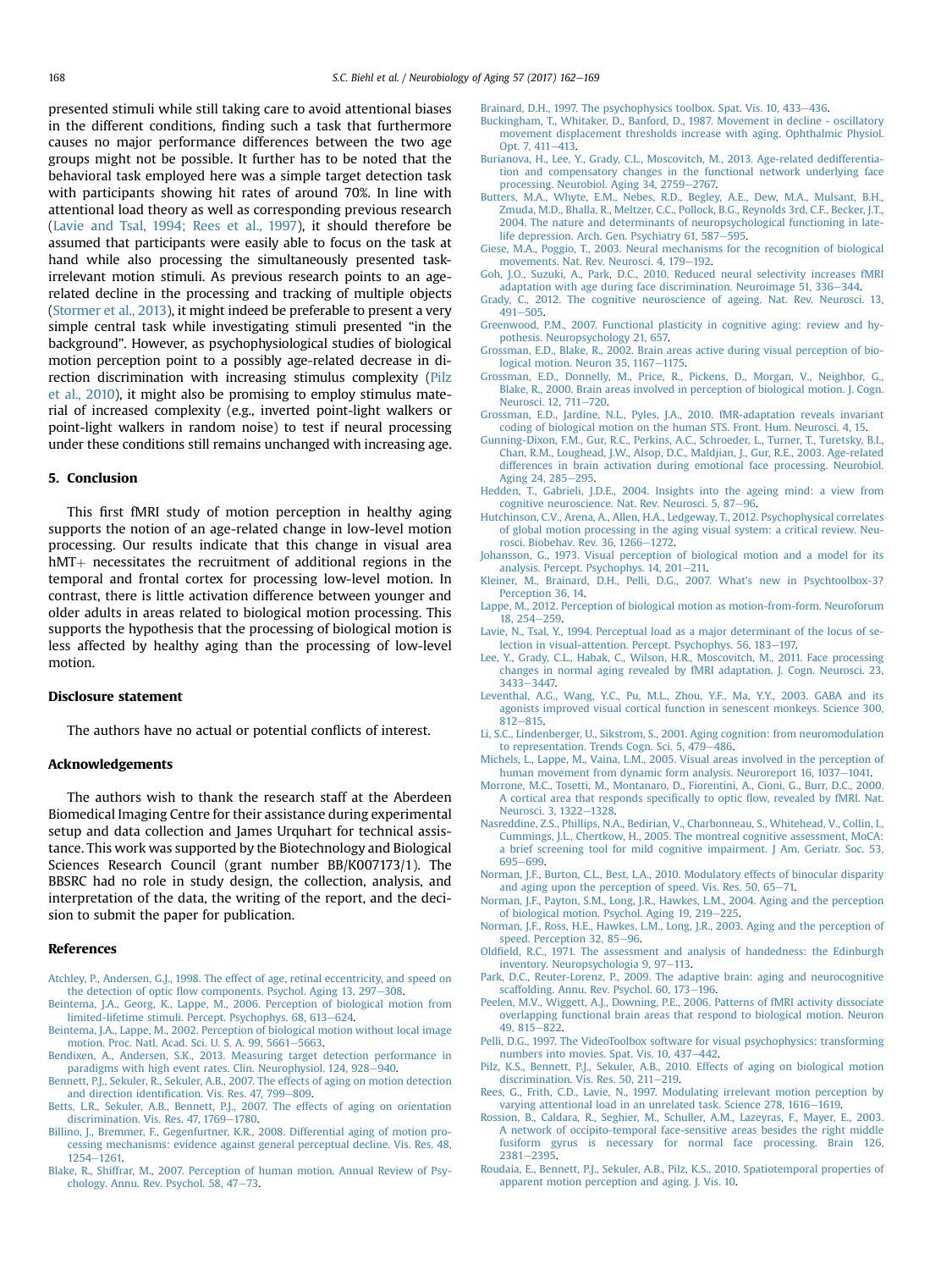presented stimuli while still taking care to avoid attentional biases in the different conditions, finding such a task that furthermore causes no major performance differences between the two age groups might not be possible. It further has to be noted that the behavioral task employed here was a simple target detection task with participants showing hit rates of around 70%. In line with attentional load theory as well as corresponding previous research (Lavie and Tsal, 1994; Rees et al., 1997), it should therefore be assumed that participants were easily able to focus on the task at hand while also processing the simultaneously presented task-irrelevant motion stimuli. As previous research points to an age-related decline in the processing and tracking of multiple objects (Stormer et al., 2013), it might indeed be preferable to present a very simple central task while investigating stimuli presented "in the background". However, as psychophysiological studies of biological motion perception point to a possibly age-related decrease in direction discrimination with increasing stimulus complexity (Pilz et al., 2010), it might also be promising to employ stimulus material of increased complexity (e.g., inverted point-light walkers or point-light walkers in random noise) to test if neural processing under these conditions still remains unchanged with increasing age.

## 5. Conclusion

This first fMRI study of motion perception in healthy aging supports the notion of an age-related change in low-level motion processing. Our results indicate that this change in visual area hMT+ necessitates the recruitment of additional regions in the temporal and frontal cortex for processing low-level motion. In contrast, there is little activation difference between younger and older adults in areas related to biological motion processing. This supports the hypothesis that the processing of biological motion is less affected by healthy aging than the processing of low-level motion.

## Disclosure statement

The authors have no actual or potential conflicts of interest.

## Acknowledgements

The authors wish to thank the research staff at the Aberdeen Biomedical Imaging Centre for their assistance during experimental setup and data collection and James Urquhart for technical assistance. This work was supported by the Biotechnology and Biological Sciences Research Council (grant number BB/K007173/1). The BBSRC had no role in study design, the collection, analysis, and interpretation of the data, the writing of the report, and the decision to submit the paper for publication.

## References

Atchley, P., Andersen, G.J., 1998. The effect of age, retinal eccentricity, and speed on the detection of optic flow components. Psychol. Aging 13, 297–308.

Beintema, J.A., Georg, K., Lappe, M., 2006. Perception of biological motion from limited-lifetime stimuli. Percept. Psychophys. 68, 613–624.

Beintema, J.A., Lappe, M., 2002. Perception of biological motion without local image motion. Proc. Natl. Acad. Sci. U. S. A. 99, 5661–5663.

Bendixen, A., Andersen, S.K., 2013. Measuring target detection performance in paradigms with high event rates. Clin. Neurophysiol. 124, 928–940.

Bennett, P.J., Sekuler, R., Sekuler, A.B., 2007. The effects of aging on motion detection and direction identification. Vis. Res. 47, 799–809.

Betts, L.R., Sekuler, A.B., Bennett, P.J., 2007. The effects of aging on orientation discrimination. Vis. Res. 47, 1769–1780.

Billino, J., Bremmer, F., Gegenfurtner, K.R., 2008. Differential aging of motion processing mechanisms: evidence against general perceptual decline. Vis. Res. 48, 1254–1261.

Blake, R., Shiffrar, M., 2007. Perception of human motion. Annual Review of Psychology. Annu. Rev. Psychol. 58, 47–73.

Brainard, D.H., 1997. The psychophysics toolbox. Spat. Vis. 10, 433–436.

Buckingham, T., Whitaker, D., Banford, D., 1987. Movement in decline - oscillatory movement displacement thresholds increase with aging. Ophthalmic Physiol. Opt. 7, 411–413.

Burianova, H., Lee, Y., Grady, C.L., Moscovitch, M., 2013. Age-related dedifferentiation and compensatory changes in the functional network underlying face processing. Neurobiol. Aging 34, 2759–2767.

Butters, M.A., Whyte, E.M., Nebes, R.D., Begley, A.E., Dew, M.A., Mulsant, B.H., Zmuda, M.D., Bhalla, R., Meltzer, C.C., Pollock, B.G., Reynolds 3rd, C.F., Becker, J.T., 2004. The nature and determinants of neuropsychological functioning in late-life depression. Arch. Gen. Psychiatry 61, 587–595.

Giese, M.A., Poggio, T., 2003. Neural mechanisms for the recognition of biological movements. Nat. Rev. Neurosci. 4, 179–192.

Goh, J.O., Suzuki, A., Park, D.C., 2010. Reduced neural selectivity increases fMRI adaptation with age during face discrimination. Neuroimage 51, 336–344.

Grady, C., 2012. The cognitive neuroscience of ageing. Nat. Rev. Neurosci. 13, 491–505.

Greenwood, P.M., 2007. Functional plasticity in cognitive aging: review and hypothesis. Neuropsychology 21, 657.

Grossman, E.D., Blake, R., 2002. Brain areas active during visual perception of biological motion. Neuron 35, 1167–1175.

Grossman, E.D., Donnelly, M., Price, R., Pickens, D., Morgan, V., Neighbor, G., Blake, R., 2000. Brain areas involved in perception of biological motion. J. Cogn. Neurosci. 12, 711–720.

Grossman, E.D., Jardine, N.L., Pyles, J.A., 2010. fMR-adaptation reveals invariant coding of biological motion on the human STS. Front. Hum. Neurosci. 4, 15.

Gunning-Dixon, F.M., Gur, R.C., Perkins, A.C., Schroeder, L., Turner, T., Turetsky, B.I., Chan, R.M., Loughead, J.W., Alsop, D.C., Maldjian, J., Gur, R.E., 2003. Age-related differences in brain activation during emotional face processing. Neurobiol. Aging 24, 285–295.

Hedden, T., Gabrieli, J.D.E., 2004. Insights into the ageing mind: a view from cognitive neuroscience. Nat. Rev. Neurosci. 5, 87–96.

Hutchinson, C.V., Arena, A., Allen, H.A., Ledgeway, T., 2012. Psychophysical correlates of global motion processing in the aging visual system: a critical review. Neurosci. Biobehav. Rev. 36, 1266–1272.

Johansson, G., 1973. Visual perception of biological motion and a model for its analysis. Percept. Psychophys. 14, 201–211.

Kleiner, M., Brainard, D.H., Pelli, D.G., 2007. What's new in Psychtoolbox-3? Perception 36, 14.

Lappe, M., 2012. Perception of biological motion as motion-from-form. Neuroforum 18, 254–259.

Lavie, N., Tsal, Y., 1994. Perceptual load as a major determinant of the locus of selection in visual-attention. Percept. Psychophys. 56, 183–197.

Lee, Y., Grady, C.L., Habak, C., Wilson, H.R., Moscovitch, M., 2011. Face processing changes in normal aging revealed by fMRI adaptation. J. Cogn. Neurosci. 23, 3433–3447.

Leventhal, A.G., Wang, Y.C., Pu, M.L., Zhou, Y.F., Ma, Y.Y., 2003. GABA and its agonists improved visual cortical function in senescent monkeys. Science 300, 812–815.

Li, S.C., Lindenberger, U., Sikstrom, S., 2001. Aging cognition: from neuromodulation to representation. Trends Cogn. Sci. 5, 479–486.

Michels, L., Lappe, M., Vaina, L.M., 2005. Visual areas involved in the perception of human movement from dynamic form analysis. Neuroreport 16, 1037–1041.

Morrone, M.C., Tosetti, M., Montanaro, D., Fiorentini, A., Cioni, G., Burr, D.C., 2000. A cortical area that responds specifically to optic flow, revealed by fMRI. Nat. Neurosci. 3, 1322–1328.

Nasreddine, Z.S., Phillips, N.A., Bedirian, V., Charbonneau, S., Whitehead, V., Collin, I., Cummings, J.L., Chertkow, H., 2005. The montreal cognitive assessment, MoCA: a brief screening tool for mild cognitive impairment. J Am. Geriatr. Soc. 53, 695–699.

Norman, J.F., Burton, C.L., Best, L.A., 2010. Modulatory effects of binocular disparity and aging upon the perception of speed. Vis. Res. 50, 65–71.

Norman, J.F., Payton, S.M., Long, J.R., Hawkes, L.M., 2004. Aging and the perception of biological motion. Psychol. Aging 19, 219–225.

Norman, J.F., Ross, H.E., Hawkes, L.M., Long, J.R., 2003. Aging and the perception of speed. Perception 32, 85–96.

Oldfield, R.C., 1971. The assessment and analysis of handedness: the Edinburgh inventory. Neuropsychologia 9, 97–113.

Park, D.C., Reuter-Lorenz, P., 2009. The adaptive brain: aging and neurocognitive scaffolding. Annu. Rev. Psychol. 60, 173–196.

Peelen, M.V., Wiggett, A.J., Downing, P.E., 2006. Patterns of fMRI activity dissociate overlapping functional brain areas that respond to biological motion. Neuron 49, 815–822.

Pelli, D.G., 1997. The VideoToolbox software for visual psychophysics: transforming numbers into movies. Spat. Vis. 10, 437–442.

Pilz, K.S., Bennett, P.J., Sekuler, A.B., 2010. Effects of aging on biological motion discrimination. Vis. Res. 50, 211–219.

Rees, G., Frith, C.D., Lavie, N., 1997. Modulating irrelevant motion perception by varying attentional load in an unrelated task. Science 278, 1616–1619.

Rossion, B., Caldara, R., Seghier, M., Schuller, A.M., Lazeyras, F., Mayer, E., 2003. A network of occipito-temporal face-sensitive areas besides the right middle fusiform gyrus is necessary for normal face processing. Brain 126, 2381–2395.

Roudaia, E., Bennett, P.J., Sekuler, A.B., Pilz, K.S., 2010. Spatiotemporal properties of apparent motion perception and aging. J. Vis. 10.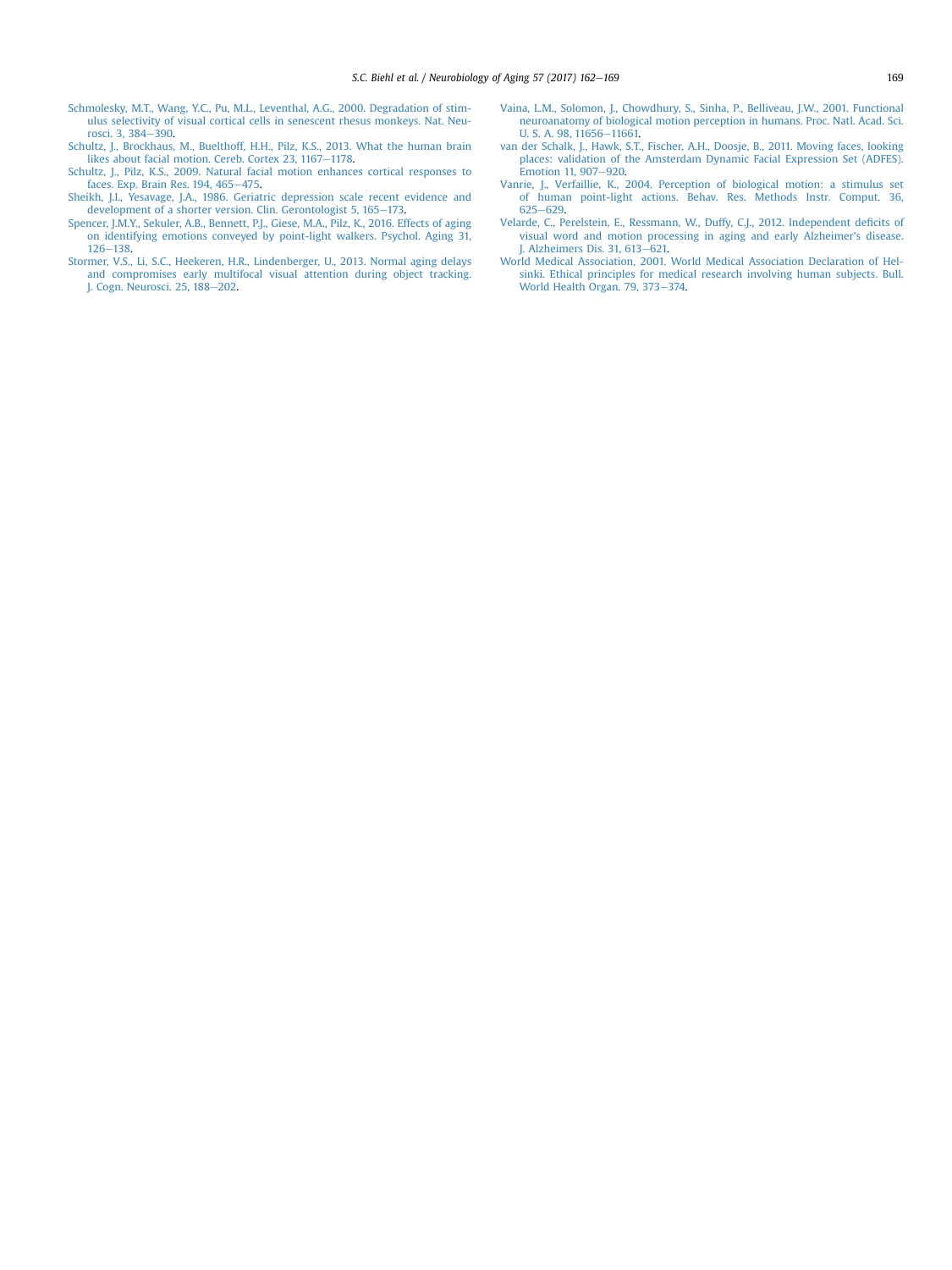Schmolesky, M.T., Wang, Y.C., Pu, M.L., Leventhal, A.G., 2000. Degradation of stimulus selectivity of visual cortical cells in senescent rhesus monkeys. Nat. Neurosci. 3, 384–390.

Schultz, J., Brockhaus, M., Bueltho ff, H.H., Pilz, K.S., 2013. What the human brain likes about facial motion. Cereb. Cortex 23, 1167–1178.

Schultz, J., Pilz, K.S., 2009. Natural facial motion enhances cortical responses to faces. Exp. Brain Res. 194, 465–475.

Sheikh, J.I., Yesavage, J.A., 1986. Geriatric depression scale recent evidence and development of a shorter version. Clin. Gerontologist 5, 165–173.

Spencer, J.M.Y., Sekuler, A.B., Bennett, P.J., Giese, M.A., Pilz, K., 2016. Effects of aging on identifying emotions conveyed by point-light walkers. Psychol. Aging 31, 126–138.

Stormer, V.S., Li, S.C., Heekeren, H.R., Lindenberger, U., 2013. Normal aging delays and compromises early multifocal visual attention during object tracking. J. Cogn. Neurosci. 25, 188–202.

Vaina, L.M., Solomon, J., Chowdhury, S., Sinha, P., Belliveau, J.W., 2001. Functional neuroanatomy of biological motion perception in humans. Proc. Natl. Acad. Sci. U. S. A. 98, 11656–11661.

van der Schalk, J., Hawk, S.T., Fischer, A.H., Doosje, B., 2011. Moving faces, looking places: validation of the Amsterdam Dynamic Facial Expression Set (ADFES). Emotion 11, 907–920.

Vanrie, J., Verfaillie, K., 2004. Perception of biological motion: a stimulus set of human point-light actions. Behav. Res. Methods Instr. Comput. 36, 625–629.

Velarde, C., Perelstein, E., Ressmann, W., Duffy, C.J., 2012. Independent deficits of visual word and motion processing in aging and early Alzheimer's disease. J. Alzheimers Dis. 31, 613–621.

World Medical Association, 2001. World Medical Association Declaration of Helsinki. Ethical principles for medical research involving human subjects. Bull. World Health Organ. 79, 373–374.